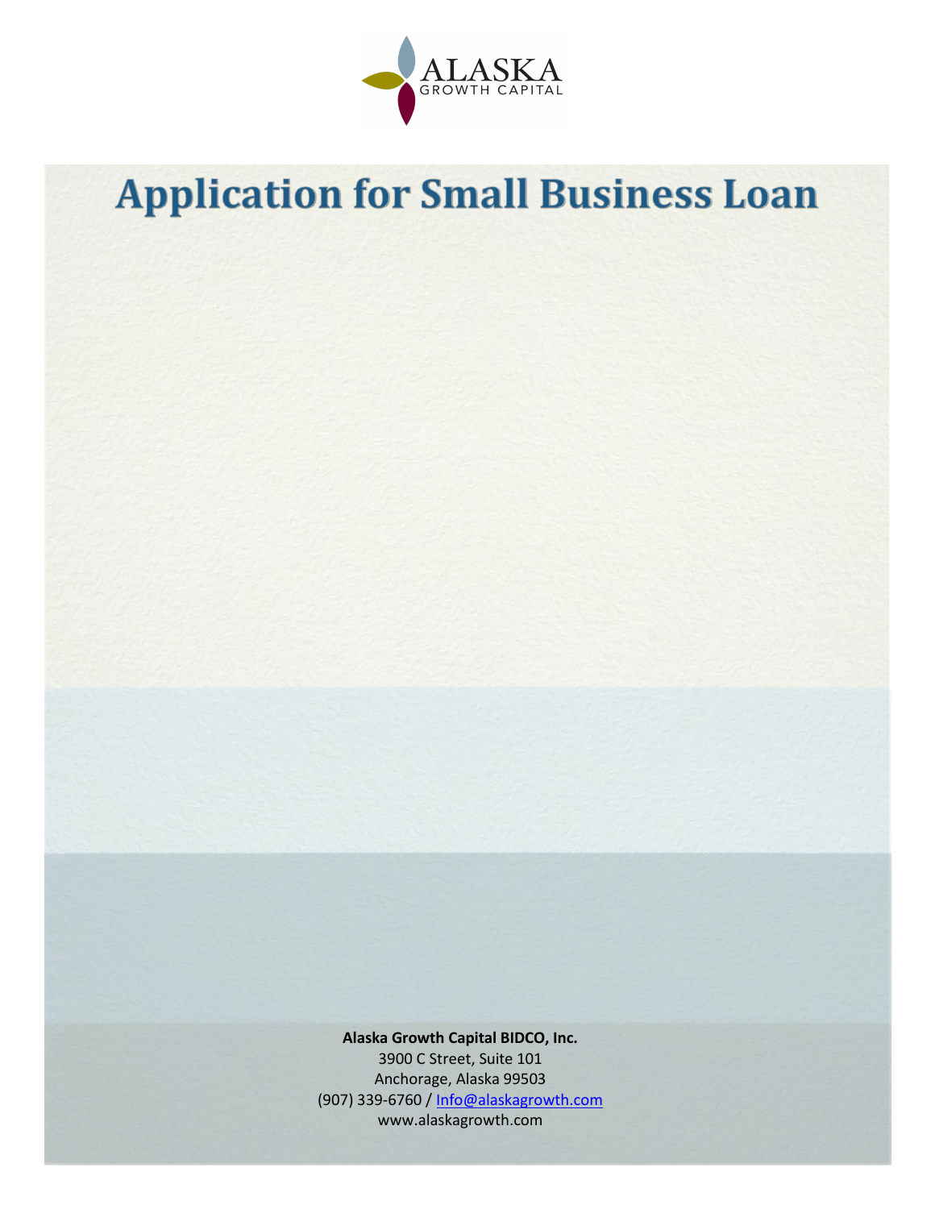ALASKA
GROWTH CAPITAL

# Application for Small Business Loan

**Alaska Growth Capital BIDCO, Inc.**
3900 C Street, Suite 101
Anchorage, Alaska 99503
(907) 339-6760 / Info@alaskagrowth.com
www.alaskagrowth.com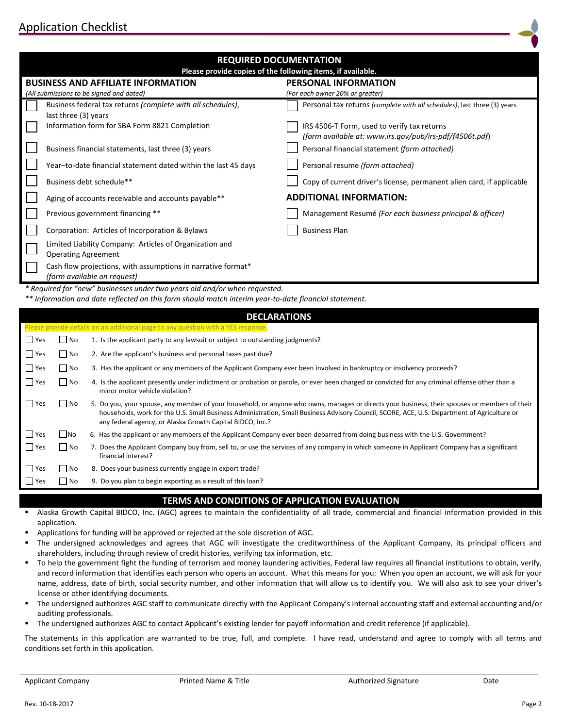# Application Checklist

## REQUIRED DOCUMENTATION

**Please provide copies of the following items, if available.**

| BUSINESS AND AFFILIATE INFORMATION *(All submissions to be signed and dated)* | PERSONAL INFORMATION *(For each owner 20% or greater)* |
|---|---|
| ☐ Business federal tax returns *(complete with all schedules)*, last three (3) years | ☐ Personal tax returns *(complete with all schedules)*, last three (3) years |
| ☐ Information form for SBA Form 8821 Completion | ☐ IRS 4506-T Form, used to verify tax returns *(form available at: www.irs.gov/pub/irs-pdf/f4506t.pdf)* |
| ☐ Business financial statements, last three (3) years | ☐ Personal financial statement *(form attached)* |
| ☐ Year–to-date financial statement dated within the last 45 days | ☐ Personal resume *(form attached)* |
| ☐ Business debt schedule** | ☐ Copy of current driver's license, permanent alien card, if applicable |
| ☐ Aging of accounts receivable and accounts payable** | **ADDITIONAL INFORMATION:** |
| ☐ Previous government financing ** | ☐ Management Resumé *(For each business principal & officer)* |
| ☐ Corporation: Articles of Incorporation & Bylaws | ☐ Business Plan |
| ☐ Limited Liability Company: Articles of Organization and Operating Agreement | |
| ☐ Cash flow projections, with assumptions in narrative format* *(form available on request)* | |

*\* Required for "new" businesses under two years old and/or when requested.*

*\*\* Information and date reflected on this form should match interim year-to-date financial statement.*

## DECLARATIONS

Please provide details on an additional page to any question with a YES response.

| | | |
|---|---|---|
| ☐ Yes | ☐ No | 1. Is the applicant party to any lawsuit or subject to outstanding judgments? |
| ☐ Yes | ☐ No | 2. Are the applicant's business and personal taxes past due? |
| ☐ Yes | ☐ No | 3. Has the applicant or any members of the Applicant Company ever been involved in bankruptcy or insolvency proceeds? |
| ☐ Yes | ☐ No | 4. Is the applicant presently under indictment or probation or parole, or ever been charged or convicted for any criminal offense other than a minor motor vehicle violation? |
| ☐ Yes | ☐ No | 5. Do you, your spouse, any member of your household, or anyone who owns, manages or directs your business, their spouses or members of their households, work for the U.S. Small Business Administration, Small Business Advisory Council, SCORE, ACE, U.S. Department of Agriculture or any federal agency, or Alaska Growth Capital BIDCO, Inc.? |
| ☐ Yes | ☐ No | 6. Has the applicant or any members of the Applicant Company ever been debarred from doing business with the U.S. Government? |
| ☐ Yes | ☐ No | 7. Does the Applicant Company buy from, sell to, or use the services of any company in which someone in Applicant Company has a significant financial interest? |
| ☐ Yes | ☐ No | 8. Does your business currently engage in export trade? |
| ☐ Yes | ☐ No | 9. Do you plan to begin exporting as a result of this loan? |

## TERMS AND CONDITIONS OF APPLICATION EVALUATION

- Alaska Growth Capital BIDCO, Inc. (AGC) agrees to maintain the confidentiality of all trade, commercial and financial information provided in this application.
- Applications for funding will be approved or rejected at the sole discretion of AGC.
- The undersigned acknowledges and agrees that AGC will investigate the creditworthiness of the Applicant Company, its principal officers and shareholders, including through review of credit histories, verifying tax information, etc.
- To help the government fight the funding of terrorism and money laundering activities, Federal law requires all financial institutions to obtain, verify, and record information that identifies each person who opens an account. What this means for you: When you open an account, we will ask for your name, address, date of birth, social security number, and other information that will allow us to identify you. We will also ask to see your driver's license or other identifying documents.
- The undersigned authorizes AGC staff to communicate directly with the Applicant Company's internal accounting staff and external accounting and/or auditing professionals.
- The undersigned authorizes AGC to contact Applicant's existing lender for payoff information and credit reference (if applicable).

The statements in this application are warranted to be true, full, and complete. I have read, understand and agree to comply with all terms and conditions set forth in this application.

| Applicant Company | Printed Name & Title | Authorized Signature | Date |
|---|---|---|---|

Rev. 10-18-2017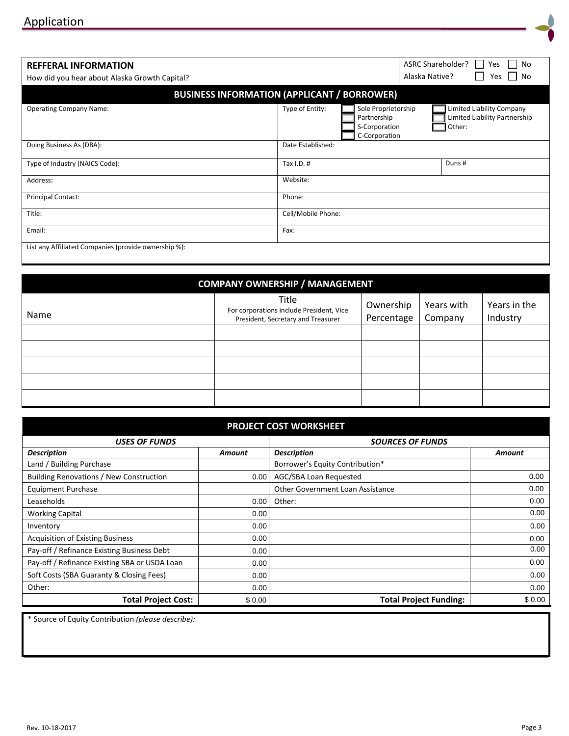# Application

| REFFERAL INFORMATION | ASRC Shareholder? ☐ Yes ☐ No |
|---|---|
| How did you hear about Alaska Growth Capital? | Alaska Native? ☐ Yes ☐ No |

## BUSINESS INFORMATION (APPLICANT / BORROWER)

| | | |
|---|---|---|
| Operating Company Name: | Type of Entity: ☐ Sole Proprietorship ☐ Partnership ☐ S-Corporation ☐ C-Corporation ☐ Limited Liability Company ☐ Limited Liability Partnership ☐ Other: | |
| Doing Business As (DBA): | Date Established: | |
| Type of Industry (NAICS Code): | Tax I.D. # | Duns # |
| Address: | Website: | |
| Principal Contact: | Phone: | |
| Title: | Cell/Mobile Phone: | |
| Email: | Fax: | |
| List any Affiliated Companies (provide ownership %): | | |

## COMPANY OWNERSHIP / MANAGEMENT

| Name | Title For corporations include President, Vice President, Secretary and Treasurer | Ownership Percentage | Years with Company | Years in the Industry |
|---|---|---|---|---|
| | | | | |
| | | | | |
| | | | | |
| | | | | |
| | | | | |

## PROJECT COST WORKSHEET

| *USES OF FUNDS* | | *SOURCES OF FUNDS* | |
|---|---|---|---|
| ***Description*** | ***Amount*** | ***Description*** | ***Amount*** |
| Land / Building Purchase | | Borrower's Equity Contribution* | |
| Building Renovations / New Construction | 0.00 | AGC/SBA Loan Requested | 0.00 |
| Equipment Purchase | | Other Government Loan Assistance | 0.00 |
| Leaseholds | 0.00 | Other: | 0.00 |
| Working Capital | 0.00 | | 0.00 |
| Inventory | 0.00 | | 0.00 |
| Acquisition of Existing Business | 0.00 | | 0.00 |
| Pay-off / Refinance Existing Business Debt | 0.00 | | 0.00 |
| Pay-off / Refinance Existing SBA or USDA Loan | 0.00 | | 0.00 |
| Soft Costs (SBA Guaranty & Closing Fees) | 0.00 | | 0.00 |
| Other: | 0.00 | | 0.00 |
| **Total Project Cost:** | $ 0.00 | **Total Project Funding:** | $ 0.00 |

* Source of Equity Contribution *(please describe)*:

Rev. 10-18-2017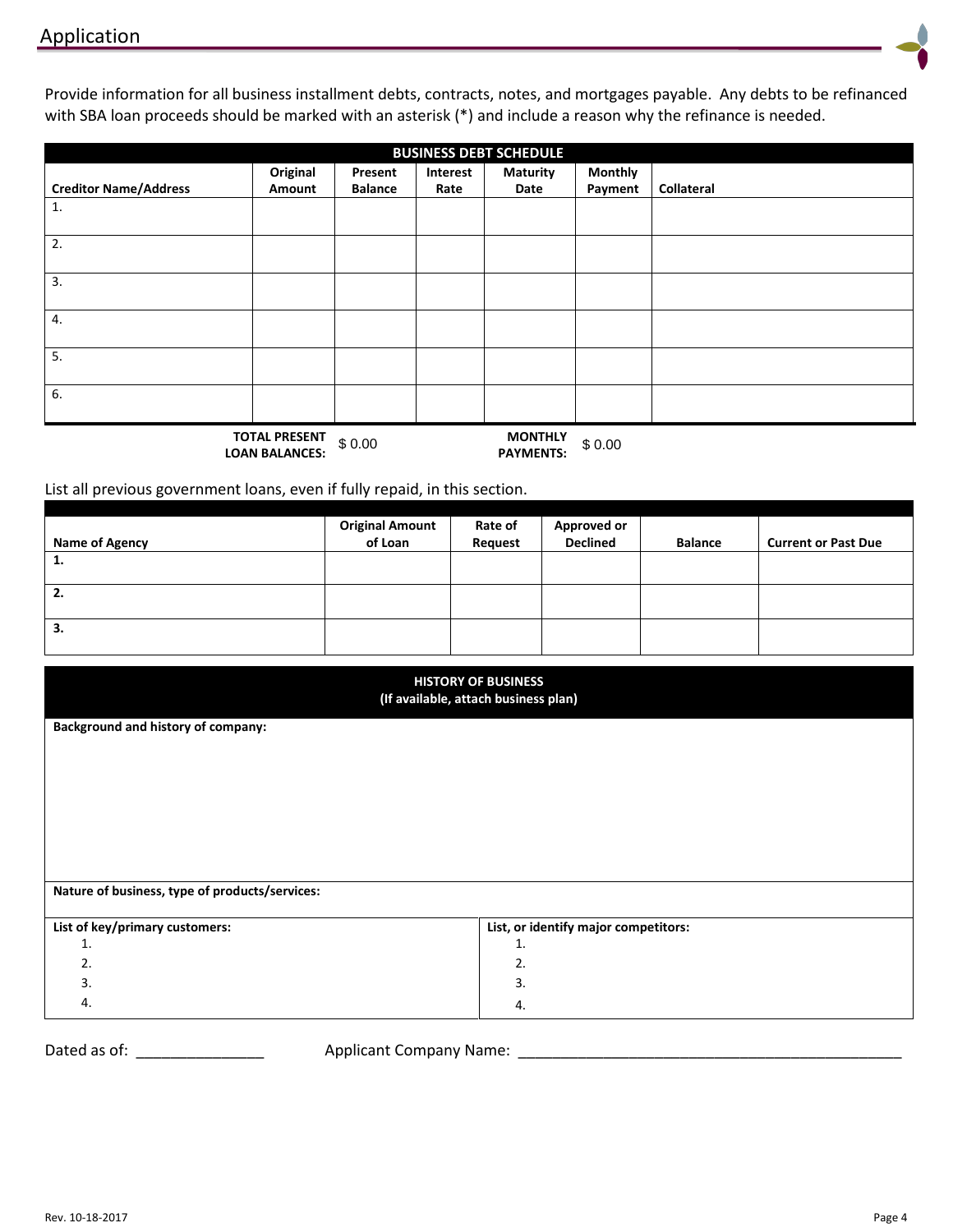## Application

Provide information for all business installment debts, contracts, notes, and mortgages payable. Any debts to be refinanced with SBA loan proceeds should be marked with an asterisk (*) and include a reason why the refinance is needed.

**BUSINESS DEBT SCHEDULE**

| Creditor Name/Address | Original Amount | Present Balance | Interest Rate | Maturity Date | Monthly Payment | Collateral |
|---|---|---|---|---|---|---|
| 1. | | | | | | |
| 2. | | | | | | |
| 3. | | | | | | |
| 4. | | | | | | |
| 5. | | | | | | |
| 6. | | | | | | |

**TOTAL PRESENT LOAN BALANCES:** $ 0.00 **MONTHLY PAYMENTS:** $ 0.00

List all previous government loans, even if fully repaid, in this section.

| Name of Agency | Original Amount of Loan | Rate of Request | Approved or Declined | Balance | Current or Past Due |
|---|---|---|---|---|---|
| **1.** | | | | | |
| **2.** | | | | | |
| **3.** | | | | | |

**HISTORY OF BUSINESS**
**(If available, attach business plan)**

**Background and history of company:**

**Nature of business, type of products/services:**

**List of key/primary customers:**
1.
2.
3.
4.

**List, or identify major competitors:**
1.
2.
3.
4.

Dated as of: _______________ Applicant Company Name: ______________________________________________

Rev. 10-18-2017